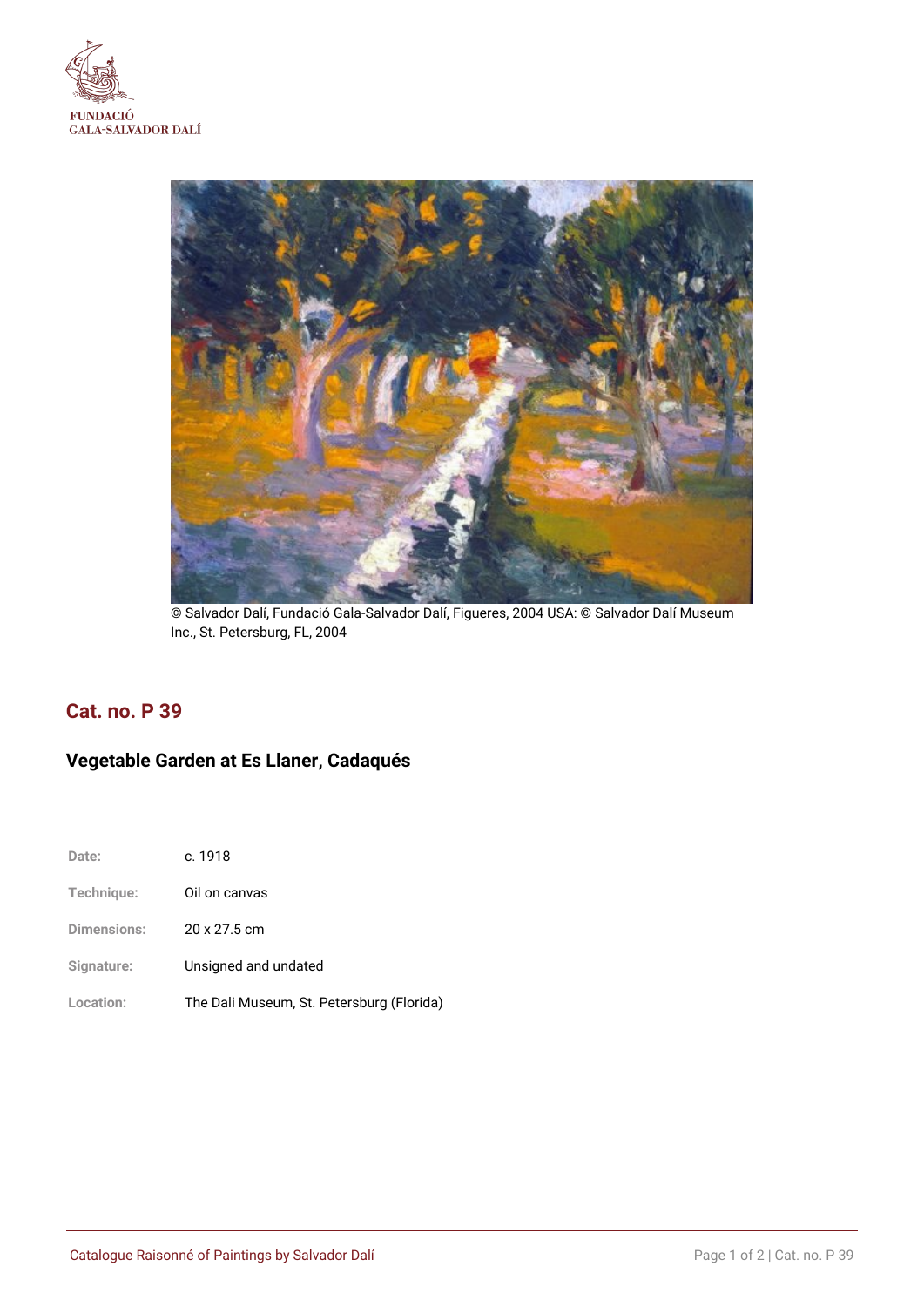FUNDACIÓ
GALA-SALVADOR DALÍ

© Salvador Dalí, Fundació Gala-Salvador Dalí, Figueres, 2004 USA: © Salvador Dalí Museum Inc., St. Petersburg, FL, 2004

## Cat. no. P 39

### Vegetable Garden at Es Llaner, Cadaqués

| | |
|---|---|
| Date: | c. 1918 |
| Technique: | Oil on canvas |
| Dimensions: | 20 x 27.5 cm |
| Signature: | Unsigned and undated |
| Location: | The Dali Museum, St. Petersburg (Florida) |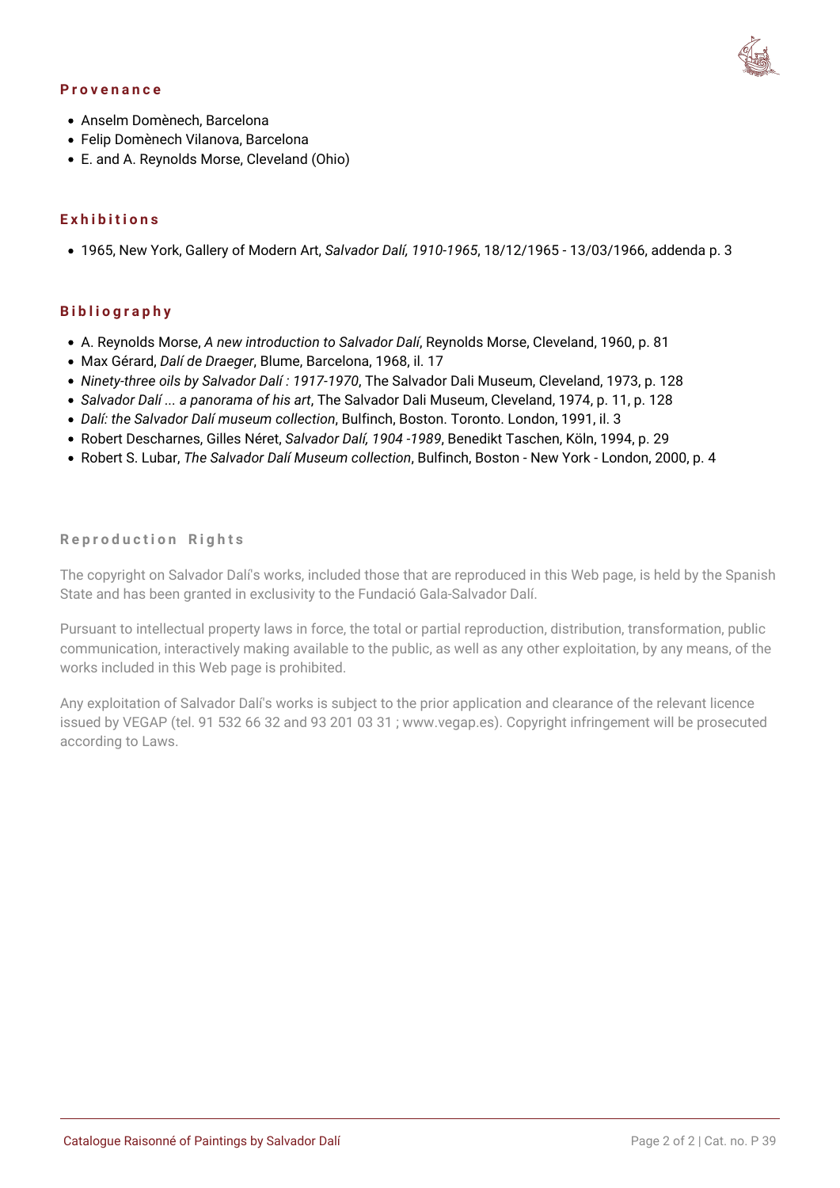## Provenance

- Anselm Domènech, Barcelona
- Felip Domènech Vilanova, Barcelona
- E. and A. Reynolds Morse, Cleveland (Ohio)

## Exhibitions

- 1965, New York, Gallery of Modern Art, *Salvador Dalí, 1910-1965*, 18/12/1965 - 13/03/1966, addenda p. 3

## Bibliography

- A. Reynolds Morse, *A new introduction to Salvador Dalí*, Reynolds Morse, Cleveland, 1960, p. 81
- Max Gérard, *Dalí de Draeger*, Blume, Barcelona, 1968, il. 17
- *Ninety-three oils by Salvador Dalí : 1917-1970*, The Salvador Dali Museum, Cleveland, 1973, p. 128
- *Salvador Dalí ... a panorama of his art*, The Salvador Dali Museum, Cleveland, 1974, p. 11, p. 128
- *Dalí: the Salvador Dalí museum collection*, Bulfinch, Boston. Toronto. London, 1991, il. 3
- Robert Descharnes, Gilles Néret, *Salvador Dalí, 1904 -1989*, Benedikt Taschen, Köln, 1994, p. 29
- Robert S. Lubar, *The Salvador Dalí Museum collection*, Bulfinch, Boston - New York - London, 2000, p. 4

## Reproduction Rights

The copyright on Salvador Dalí's works, included those that are reproduced in this Web page, is held by the Spanish State and has been granted in exclusivity to the Fundació Gala-Salvador Dalí.

Pursuant to intellectual property laws in force, the total or partial reproduction, distribution, transformation, public communication, interactively making available to the public, as well as any other exploitation, by any means, of the works included in this Web page is prohibited.

Any exploitation of Salvador Dalí's works is subject to the prior application and clearance of the relevant licence issued by VEGAP (tel. 91 532 66 32 and 93 201 03 31 ; www.vegap.es). Copyright infringement will be prosecuted according to Laws.